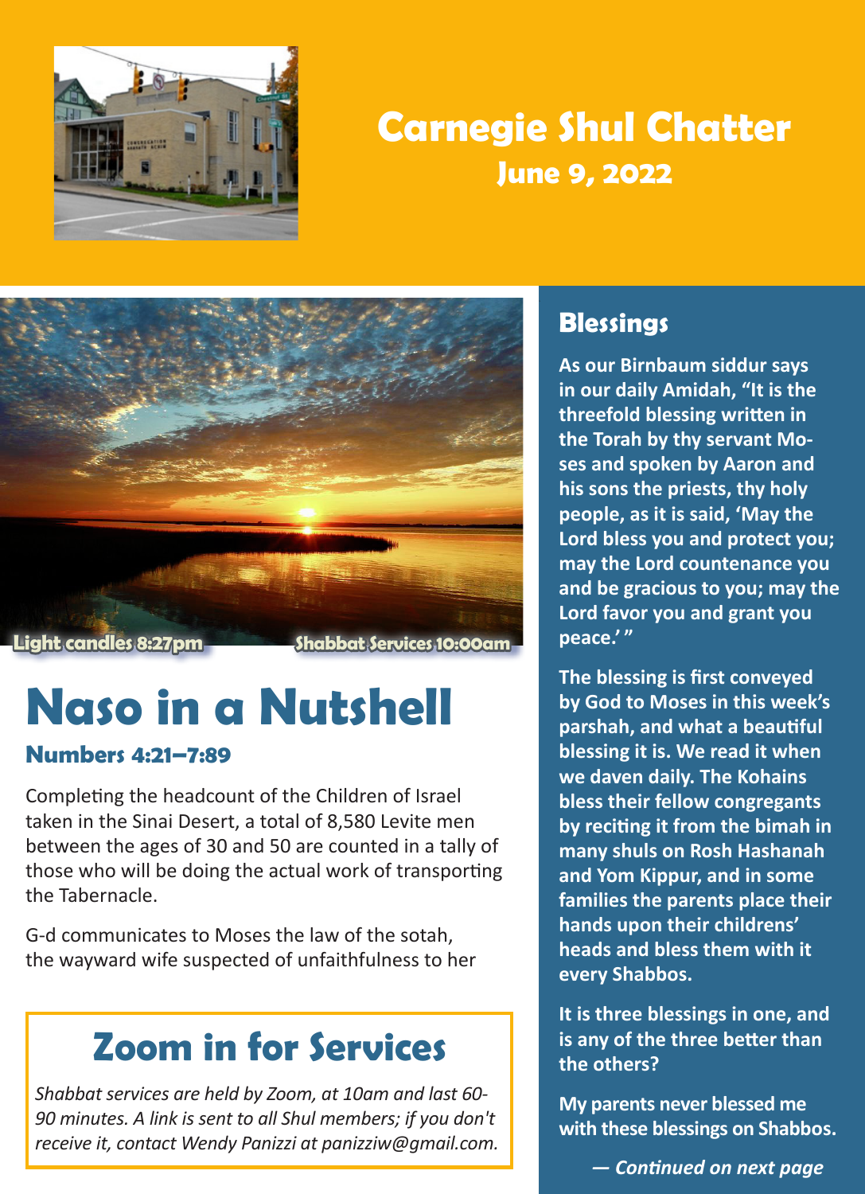# Carnegie Shul Chatter

## June 9, 2022

Light candles 8:27pm

Shabbat Services 10:00am

# Naso in a Nutshell

### Numbers 4:21–7:89

Completing the headcount of the Children of Israel taken in the Sinai Desert, a total of 8,580 Levite men between the ages of 30 and 50 are counted in a tally of those who will be doing the actual work of transporting the Tabernacle.

G-d communicates to Moses the law of the sotah, the wayward wife suspected of unfaithfulness to her

## Zoom in for Services

*Shabbat services are held by Zoom, at 10am and last 60-90 minutes. A link is sent to all Shul members; if you don't receive it, contact Wendy Panizzi at panizziw@gmail.com.*

## Blessings

**As our Birnbaum siddur says in our daily Amidah, "It is the threefold blessing written in the Torah by thy servant Moses and spoken by Aaron and his sons the priests, thy holy people, as it is said, 'May the Lord bless you and protect you; may the Lord countenance you and be gracious to you; may the Lord favor you and grant you peace.' "**

**The blessing is first conveyed by God to Moses in this week's parshah, and what a beautiful blessing it is. We read it when we daven daily. The Kohains bless their fellow congregants by reciting it from the bimah in many shuls on Rosh Hashanah and Yom Kippur, and in some families the parents place their hands upon their childrens' heads and bless them with it every Shabbos.**

**It is three blessings in one, and is any of the three better than the others?**

**My parents never blessed me with these blessings on Shabbos.**

***— Continued on next page***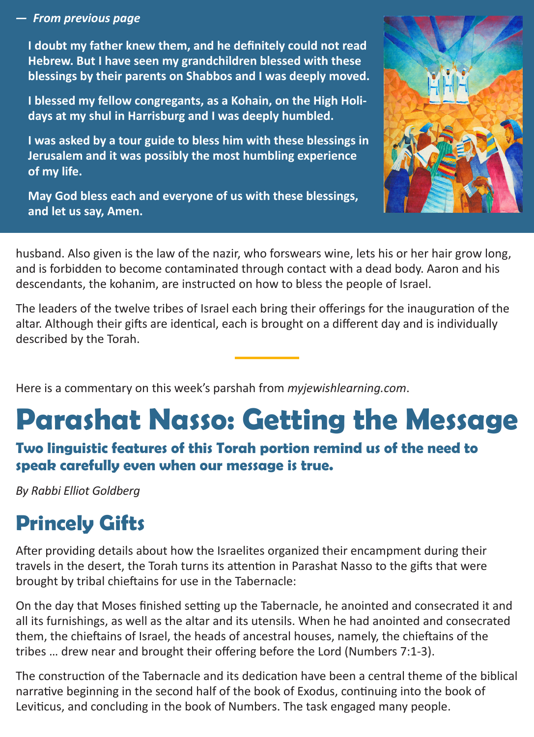*— From previous page*

**I doubt my father knew them, and he definitely could not read Hebrew. But I have seen my grandchildren blessed with these blessings by their parents on Shabbos and I was deeply moved.**

**I blessed my fellow congregants, as a Kohain, on the High Holidays at my shul in Harrisburg and I was deeply humbled.**

**I was asked by a tour guide to bless him with these blessings in Jerusalem and it was possibly the most humbling experience of my life.**

**May God bless each and everyone of us with these blessings, and let us say, Amen.**

husband. Also given is the law of the nazir, who forswears wine, lets his or her hair grow long, and is forbidden to become contaminated through contact with a dead body. Aaron and his descendants, the kohanim, are instructed on how to bless the people of Israel.

The leaders of the twelve tribes of Israel each bring their offerings for the inauguration of the altar. Although their gifts are identical, each is brought on a different day and is individually described by the Torah.

---

Here is a commentary on this week's parshah from *myjewishlearning.com*.

# Parashat Nasso: Getting the Message

**Two linguistic features of this Torah portion remind us of the need to speak carefully even when our message is true.**

*By Rabbi Elliot Goldberg*

## Princely Gifts

After providing details about how the Israelites organized their encampment during their travels in the desert, the Torah turns its attention in Parashat Nasso to the gifts that were brought by tribal chieftains for use in the Tabernacle:

On the day that Moses finished setting up the Tabernacle, he anointed and consecrated it and all its furnishings, as well as the altar and its utensils. When he had anointed and consecrated them, the chieftains of Israel, the heads of ancestral houses, namely, the chieftains of the tribes … drew near and brought their offering before the Lord (Numbers 7:1-3).

The construction of the Tabernacle and its dedication have been a central theme of the biblical narrative beginning in the second half of the book of Exodus, continuing into the book of Leviticus, and concluding in the book of Numbers. The task engaged many people.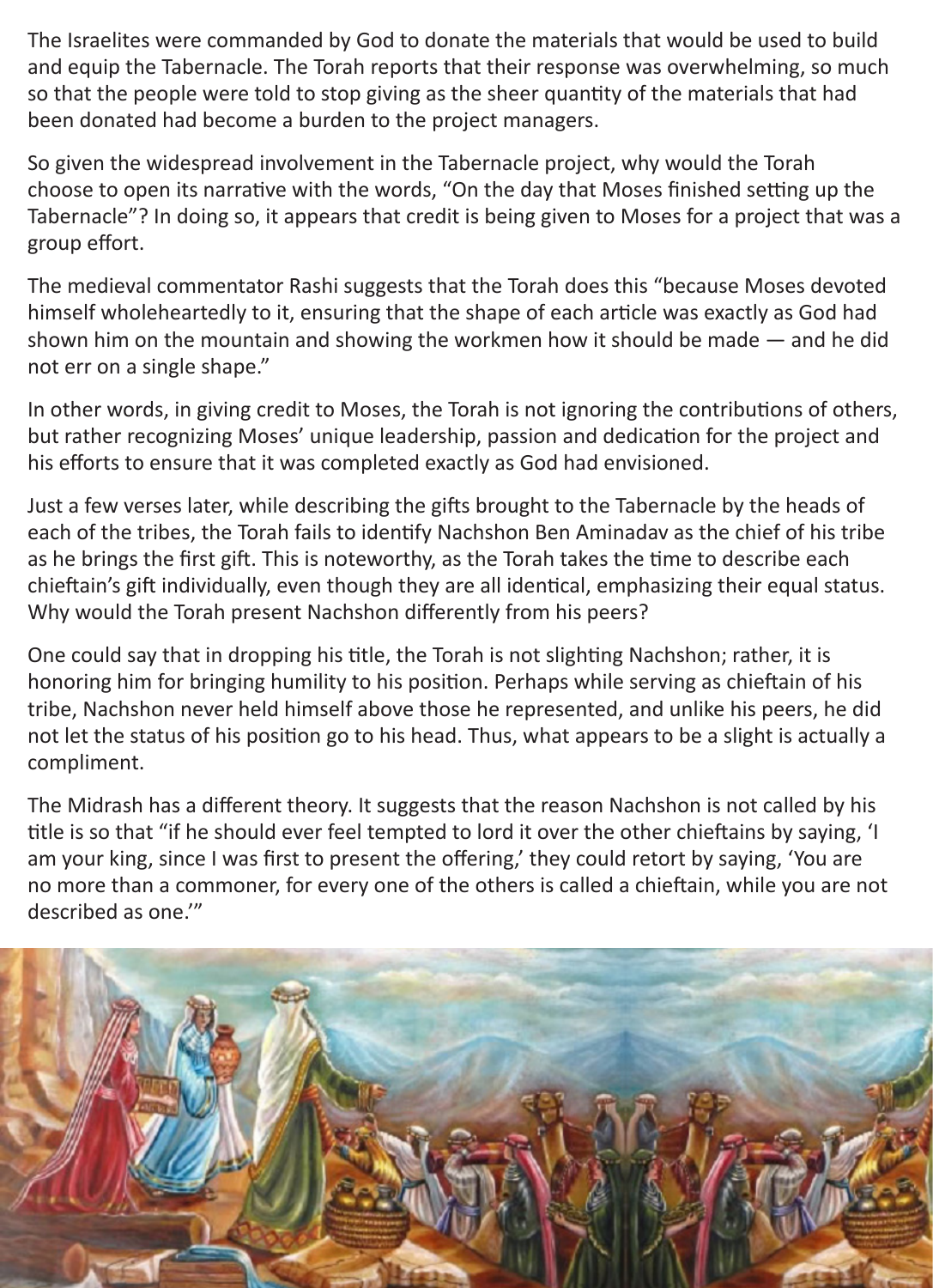The Israelites were commanded by God to donate the materials that would be used to build and equip the Tabernacle. The Torah reports that their response was overwhelming, so much so that the people were told to stop giving as the sheer quantity of the materials that had been donated had become a burden to the project managers.

So given the widespread involvement in the Tabernacle project, why would the Torah choose to open its narrative with the words, "On the day that Moses finished setting up the Tabernacle"? In doing so, it appears that credit is being given to Moses for a project that was a group effort.

The medieval commentator Rashi suggests that the Torah does this "because Moses devoted himself wholeheartedly to it, ensuring that the shape of each article was exactly as God had shown him on the mountain and showing the workmen how it should be made — and he did not err on a single shape."

In other words, in giving credit to Moses, the Torah is not ignoring the contributions of others, but rather recognizing Moses' unique leadership, passion and dedication for the project and his efforts to ensure that it was completed exactly as God had envisioned.

Just a few verses later, while describing the gifts brought to the Tabernacle by the heads of each of the tribes, the Torah fails to identify Nachshon Ben Aminadav as the chief of his tribe as he brings the first gift. This is noteworthy, as the Torah takes the time to describe each chieftain's gift individually, even though they are all identical, emphasizing their equal status. Why would the Torah present Nachshon differently from his peers?

One could say that in dropping his title, the Torah is not slighting Nachshon; rather, it is honoring him for bringing humility to his position. Perhaps while serving as chieftain of his tribe, Nachshon never held himself above those he represented, and unlike his peers, he did not let the status of his position go to his head. Thus, what appears to be a slight is actually a compliment.

The Midrash has a different theory. It suggests that the reason Nachshon is not called by his title is so that "if he should ever feel tempted to lord it over the other chieftains by saying, 'I am your king, since I was first to present the offering,' they could retort by saying, 'You are no more than a commoner, for every one of the others is called a chieftain, while you are not described as one.'"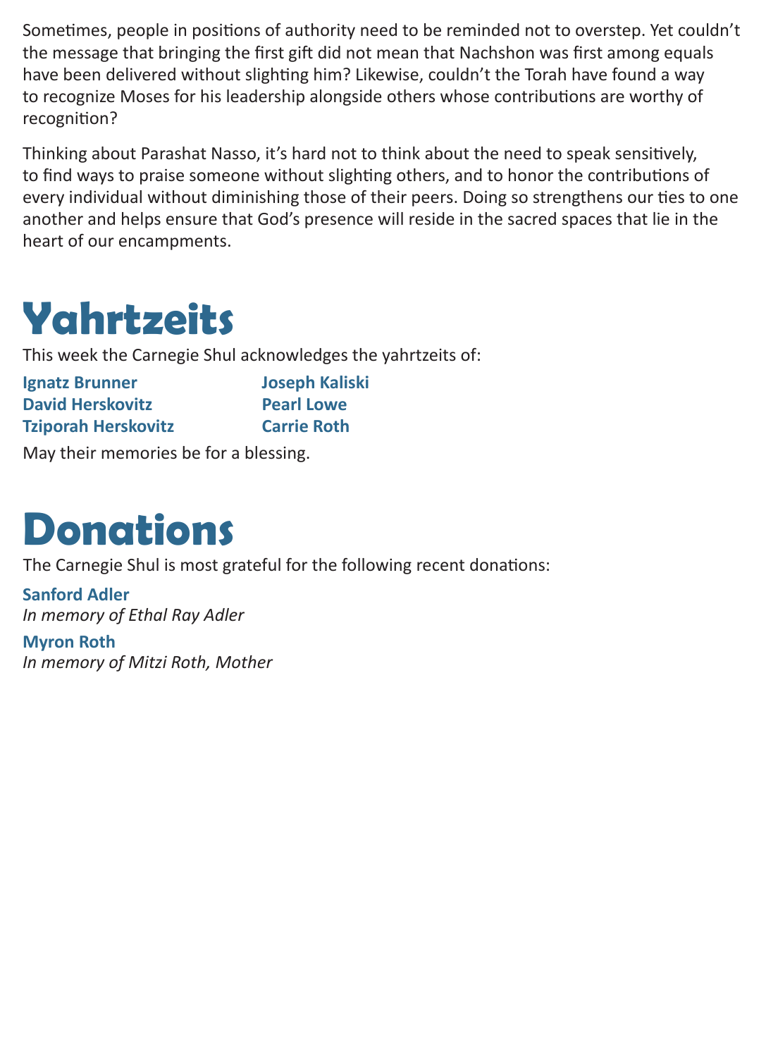Sometimes, people in positions of authority need to be reminded not to overstep. Yet couldn't the message that bringing the first gift did not mean that Nachshon was first among equals have been delivered without slighting him? Likewise, couldn't the Torah have found a way to recognize Moses for his leadership alongside others whose contributions are worthy of recognition?

Thinking about Parashat Nasso, it's hard not to think about the need to speak sensitively, to find ways to praise someone without slighting others, and to honor the contributions of every individual without diminishing those of their peers. Doing so strengthens our ties to one another and helps ensure that God's presence will reside in the sacred spaces that lie in the heart of our encampments.

# Yahrtzeits

This week the Carnegie Shul acknowledges the yahrtzeits of:

**Ignatz Brunner**
**David Herskovitz**
**Tziporah Herskovitz**
**Joseph Kaliski**
**Pearl Lowe**
**Carrie Roth**

May their memories be for a blessing.

# Donations

The Carnegie Shul is most grateful for the following recent donations:

**Sanford Adler**
*In memory of Ethal Ray Adler*

**Myron Roth**
*In memory of Mitzi Roth, Mother*